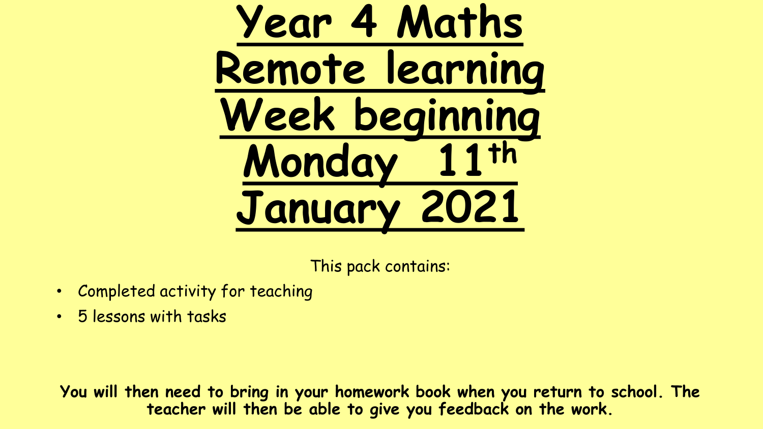# Year 4 Maths Remote learning Week beginning Monday 11th January 2021

This pack contains:

- Completed activity for teaching
- 5 lessons with tasks

**You will then need to bring in your homework book when you return to school. The teacher will then be able to give you feedback on the work.**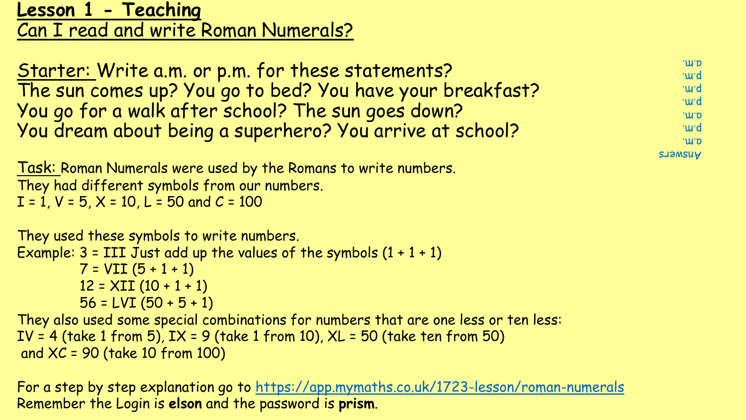# Lesson 1 - Teaching

## Can I read and write Roman Numerals?

Starter: Write a.m. or p.m. for these statements?
The sun comes up? You go to bed? You have your breakfast?
You go for a walk after school? The sun goes down?
You dream about being a superhero? You arrive at school?

Answers
a.m.
p.m.
a.m.
p.m.
p.m.
p.m.
a.m.

Task: Roman Numerals were used by the Romans to write numbers.
They had different symbols from our numbers.
I = 1, V = 5, X = 10, L = 50 and C = 100

They used these symbols to write numbers.
Example: 3 = III Just add up the values of the symbols (1 + 1 + 1)
7 = VII (5 + 1 + 1)
12 = XII (10 + 1 + 1)
56 = LVI (50 + 5 + 1)

They also used some special combinations for numbers that are one less or ten less:
IV = 4 (take 1 from 5), IX = 9 (take 1 from 10), XL = 50 (take ten from 50)
and XC = 90 (take 10 from 100)

For a step by step explanation go to https://app.mymaths.co.uk/1723-lesson/roman-numerals
Remember the Login is **elson** and the password is **prism**.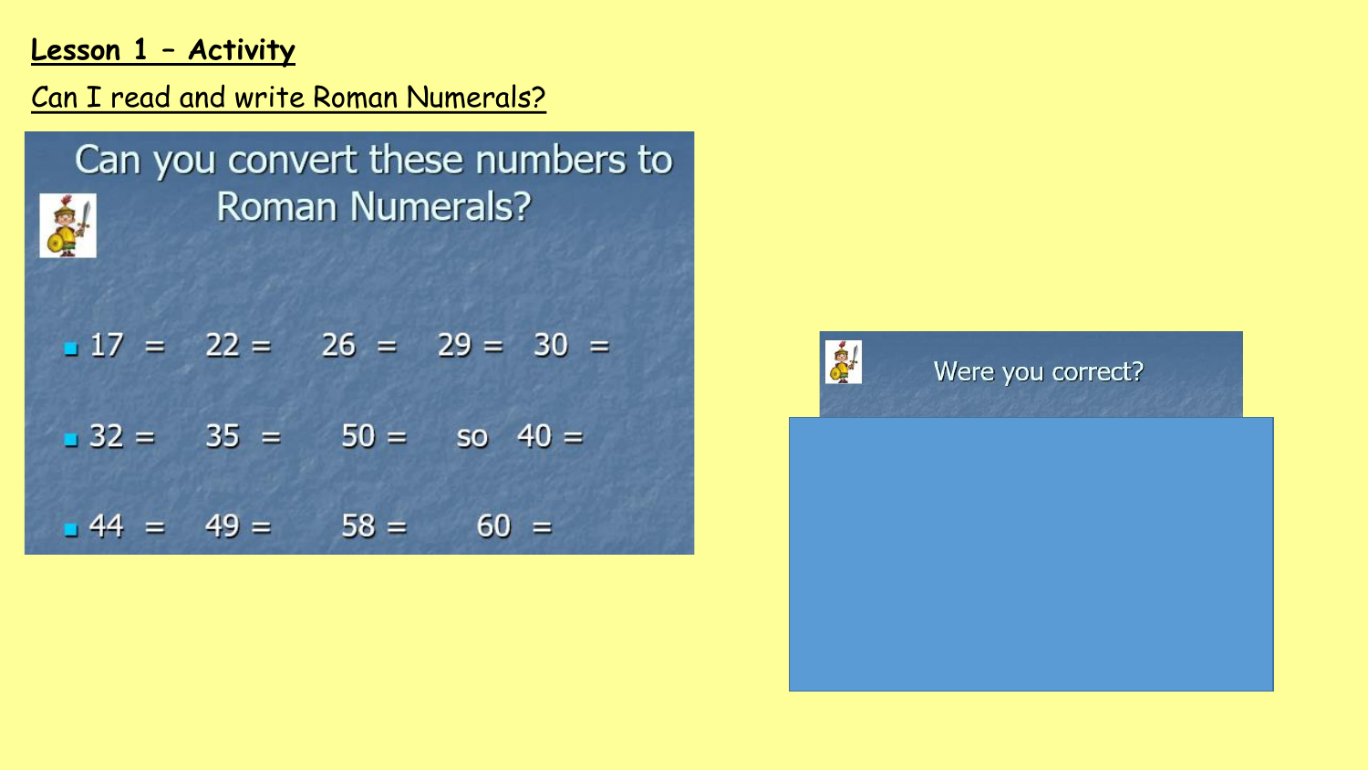**Lesson 1 – Activity**

Can I read and write Roman Numerals?

## Can you convert these numbers to Roman Numerals?

- 17 = 22 = 26 = 29 = 30 =
- 32 = 35 = 50 = so 40 =
- 44 = 49 = 58 = 60 =

Were you correct?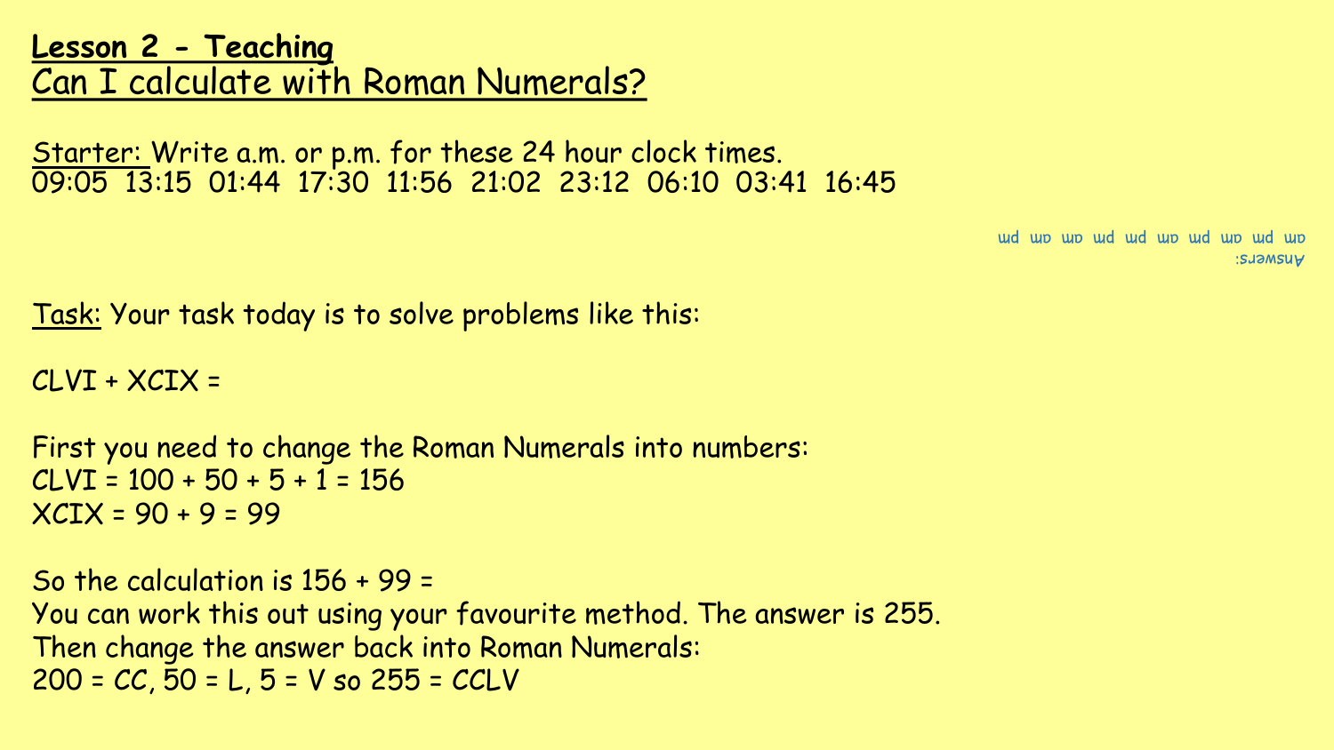## Lesson 2 - Teaching

## Can I calculate with Roman Numerals?

Starter: Write a.m. or p.m. for these 24 hour clock times.
09:05 13:15 01:44 17:30 11:56 21:02 23:12 06:10 03:41 16:45

Answers:
am pm am pm am pm pm am am pm

Task: Your task today is to solve problems like this:

CLVI + XCIX =

First you need to change the Roman Numerals into numbers:
CLVI = 100 + 50 + 5 + 1 = 156
XCIX = 90 + 9 = 99

So the calculation is 156 + 99 =
You can work this out using your favourite method. The answer is 255.
Then change the answer back into Roman Numerals:
200 = CC, 50 = L, 5 = V so 255 = CCLV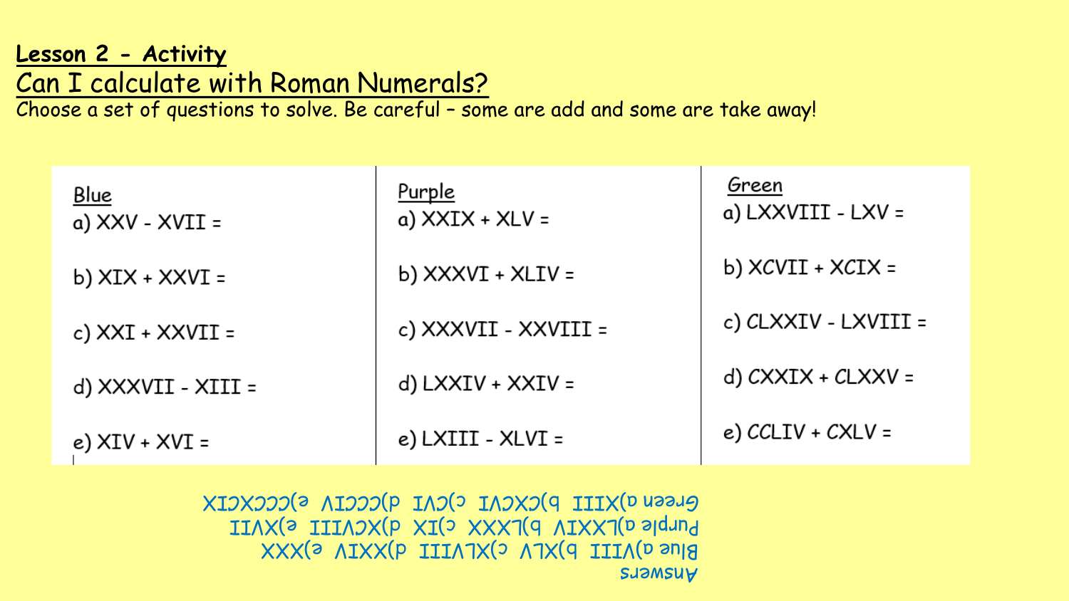**Lesson 2 - Activity**

## Can I calculate with Roman Numerals?

Choose a set of questions to solve. Be careful – some are add and some are take away!

| Blue | Purple | Green |
| --- | --- | --- |
| a) XXV - XVII = | a) XXIX + XLV = | a) LXXVIII - LXV = |
| b) XIX + XXVI = | b) XXXVI + XLIV = | b) XCVII + XCIX = |
| c) XXI + XXVII = | c) XXXVII - XXVIII = | c) CLXXIV - LXVIII = |
| d) XXXVII - XIII = | d) LXXIV + XXIV = | d) CXXIX + CLXXV = |
| e) XIV + XVI = | e) LXIII - XLVI = | e) CCLIV + CXLV = |

Answers
Blue a)VIII b)XLV c)XLVIII d)XXIV e)XXX
Purple a)LXXIV b)LXXX c)IX d)XCVIII e)XVII
Green a)XIII b)CXCVI c)CVI d)CCCIV e)CCCXCIX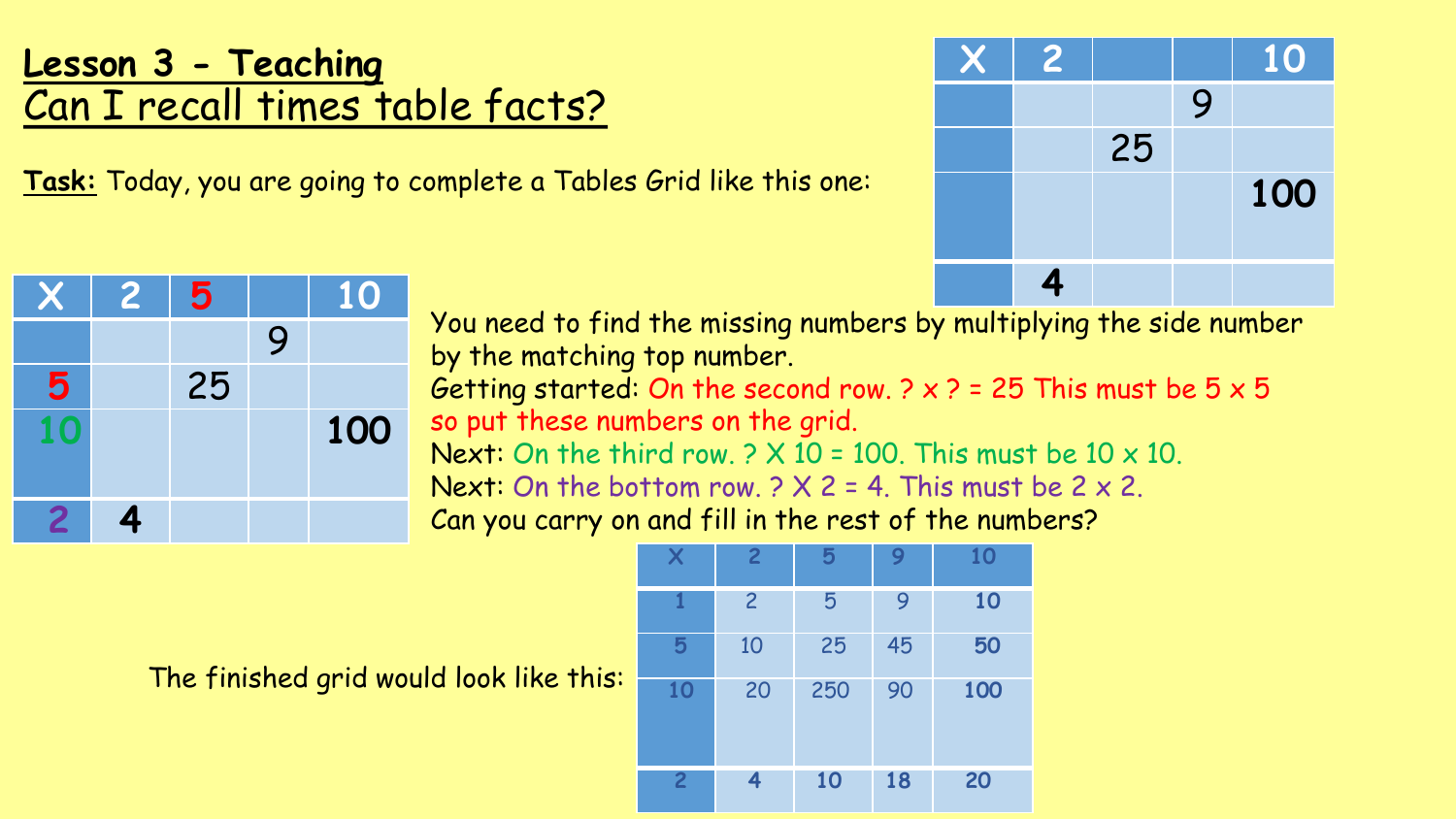# Lesson 3 - Teaching

## Can I recall times table facts?

**Task:** Today, you are going to complete a Tables Grid like this one:

| X | 2 | | | 10 |
|---|---|---|---|---|
| | | | 9 | |
| | | 25 | | |
| | | | | 100 |
| | 4 | | | |

| X | 2 | 5 | | 10 |
|---|---|---|---|---|
| | | | 9 | |
| 5 | | 25 | | |
| 10 | | | | 100 |
| 2 | 4 | | | |

You need to find the missing numbers by multiplying the side number by the matching top number.

Getting started: On the second row. ? x ? = 25 This must be 5 x 5 so put these numbers on the grid.

Next: On the third row. ? X 10 = 100. This must be 10 x 10.

Next: On the bottom row. ? X 2 = 4. This must be 2 x 2.

Can you carry on and fill in the rest of the numbers?

The finished grid would look like this:

| X | 2 | 5 | 9 | 10 |
|---|---|---|---|---|
| 1 | 2 | 5 | 9 | 10 |
| 5 | 10 | 25 | 45 | 50 |
| 10 | 20 | 250 | 90 | 100 |
| 2 | 4 | 10 | 18 | 20 |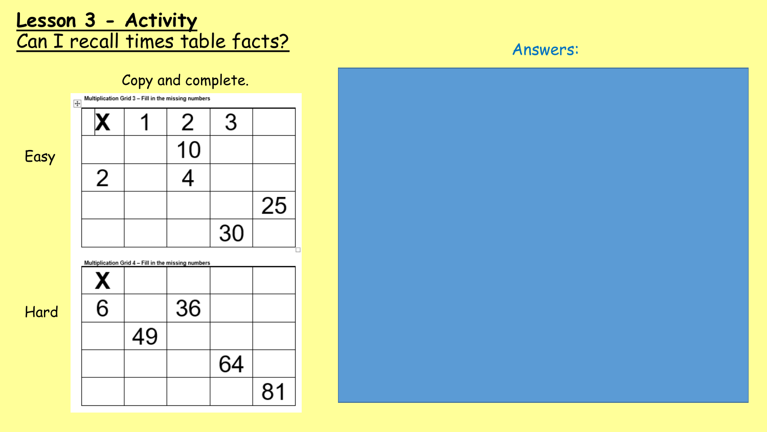# Lesson 3 - Activity

## Can I recall times table facts?

Answers:

Copy and complete.

Easy

Multiplication Grid 3 – Fill in the missing numbers

| X | 1 | 2 | 3 | |
|---|---|---|---|---|
| | | 10 | | |
| 2 | | 4 | | |
| | | | | 25 |
| | | | 30 | |

Hard

Multiplication Grid 4 – Fill in the missing numbers

| X | | | | |
|---|---|---|---|---|
| 6 | | 36 | | |
| | 49 | | | |
| | | | 64 | |
| | | | | 81 |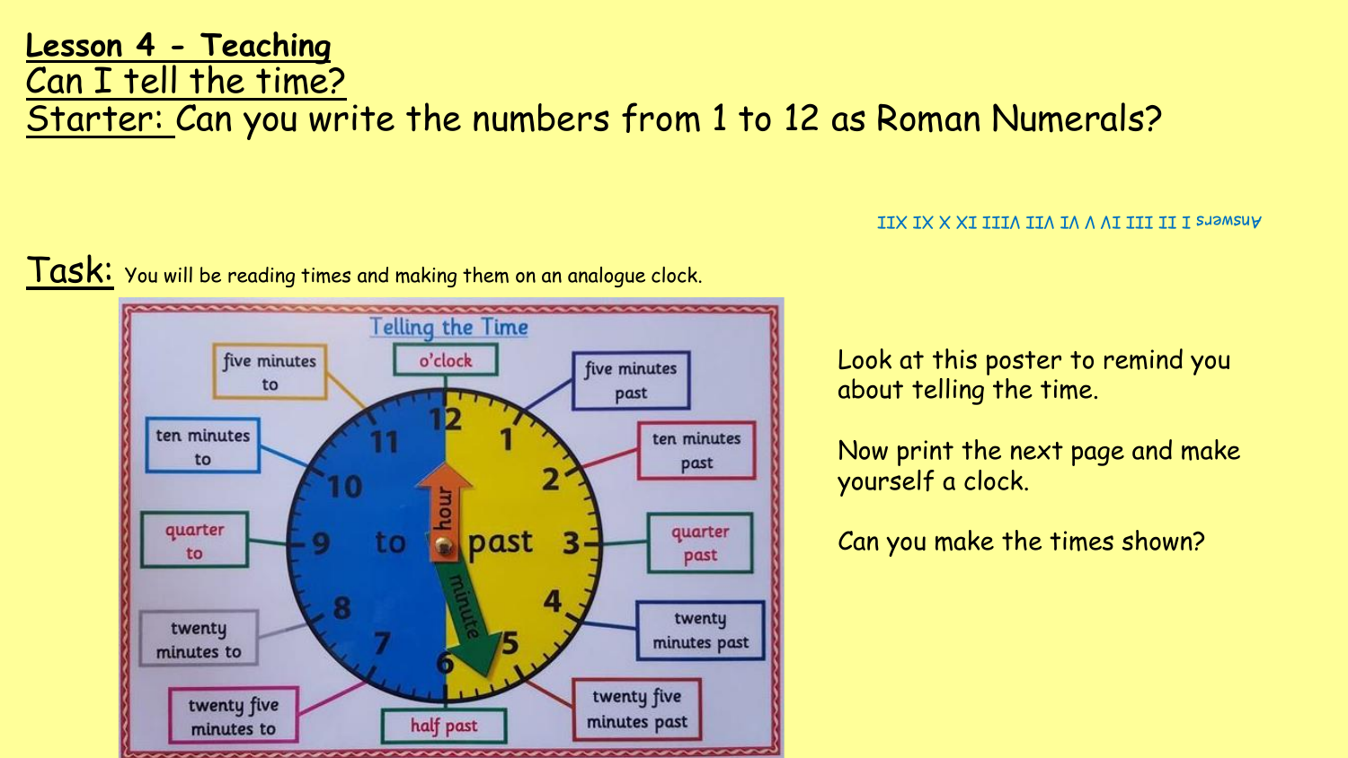**Lesson 4 - Teaching**

Can I tell the time?

Starter: Can you write the numbers from 1 to 12 as Roman Numerals?

Answers I II III IV V VI VII VIII IX X XI XII

Task: You will be reading times and making them on an analogue clock.

Look at this poster to remind you about telling the time.

Now print the next page and make yourself a clock.

Can you make the times shown?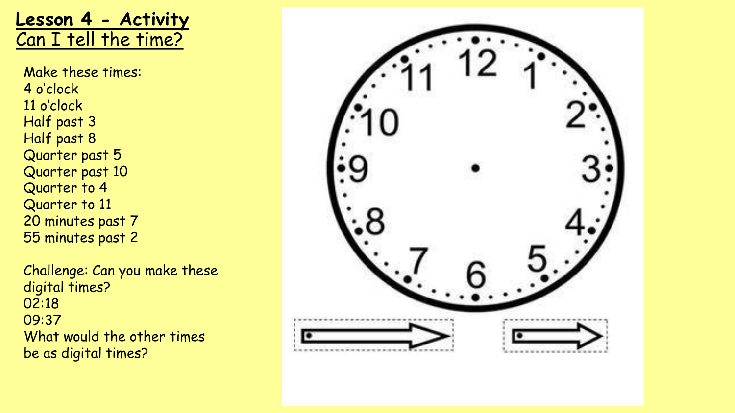# Lesson 4 - Activity

## Can I tell the time?

Make these times:
4 o'clock
11 o'clock
Half past 3
Half past 8
Quarter past 5
Quarter past 10
Quarter to 4
Quarter to 11
20 minutes past 7
55 minutes past 2

Challenge: Can you make these digital times?
02:18
09:37
What would the other times be as digital times?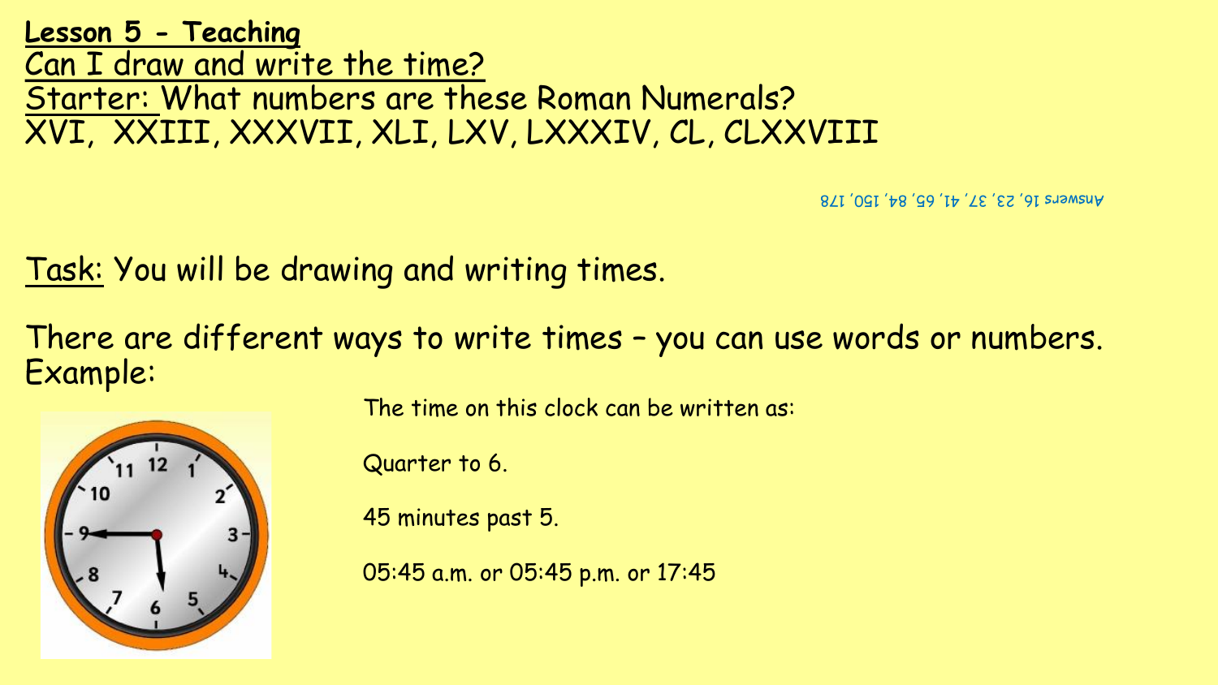**Lesson 5 - Teaching**

Can I draw and write the time?

Starter: What numbers are these Roman Numerals?

XVI, XXIII, XXXVII, XLI, LXV, LXXXIV, CL, CLXXVIII

Answers 16, 23, 37, 41, 65, 84, 150, 178

Task: You will be drawing and writing times.

There are different ways to write times – you can use words or numbers.

Example:

The time on this clock can be written as:

Quarter to 6.

45 minutes past 5.

05:45 a.m. or 05:45 p.m. or 17:45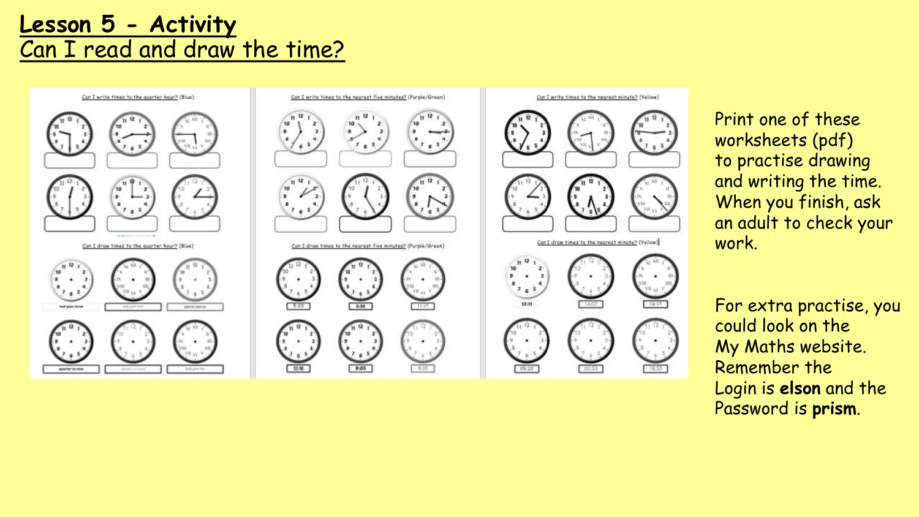# Lesson 5 - Activity

## Can I read and draw the time?

Print one of these worksheets (pdf) to practise drawing and writing the time. When you finish, ask an adult to check your work.

For extra practise, you could look on the My Maths website. Remember the Login is **elson** and the Password is **prism**.